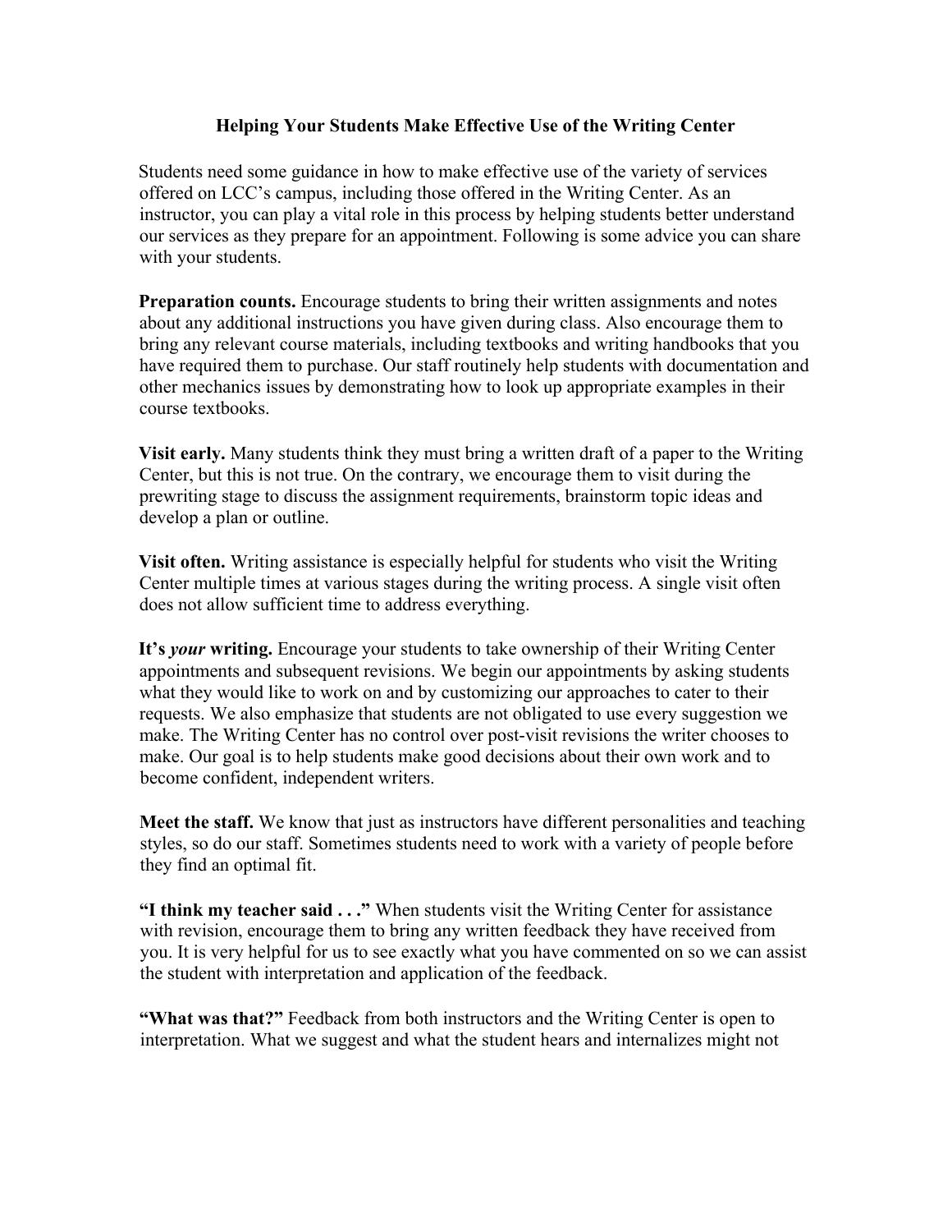# Helping Your Students Make Effective Use of the Writing Center

Students need some guidance in how to make effective use of the variety of services offered on LCC's campus, including those offered in the Writing Center. As an instructor, you can play a vital role in this process by helping students better understand our services as they prepare for an appointment. Following is some advice you can share with your students.

**Preparation counts.** Encourage students to bring their written assignments and notes about any additional instructions you have given during class. Also encourage them to bring any relevant course materials, including textbooks and writing handbooks that you have required them to purchase. Our staff routinely help students with documentation and other mechanics issues by demonstrating how to look up appropriate examples in their course textbooks.

**Visit early.** Many students think they must bring a written draft of a paper to the Writing Center, but this is not true. On the contrary, we encourage them to visit during the prewriting stage to discuss the assignment requirements, brainstorm topic ideas and develop a plan or outline.

**Visit often.** Writing assistance is especially helpful for students who visit the Writing Center multiple times at various stages during the writing process. A single visit often does not allow sufficient time to address everything.

**It's *your* writing.** Encourage your students to take ownership of their Writing Center appointments and subsequent revisions. We begin our appointments by asking students what they would like to work on and by customizing our approaches to cater to their requests. We also emphasize that students are not obligated to use every suggestion we make. The Writing Center has no control over post-visit revisions the writer chooses to make. Our goal is to help students make good decisions about their own work and to become confident, independent writers.

**Meet the staff.** We know that just as instructors have different personalities and teaching styles, so do our staff. Sometimes students need to work with a variety of people before they find an optimal fit.

**"I think my teacher said . . ."** When students visit the Writing Center for assistance with revision, encourage them to bring any written feedback they have received from you. It is very helpful for us to see exactly what you have commented on so we can assist the student with interpretation and application of the feedback.

**"What was that?"** Feedback from both instructors and the Writing Center is open to interpretation. What we suggest and what the student hears and internalizes might not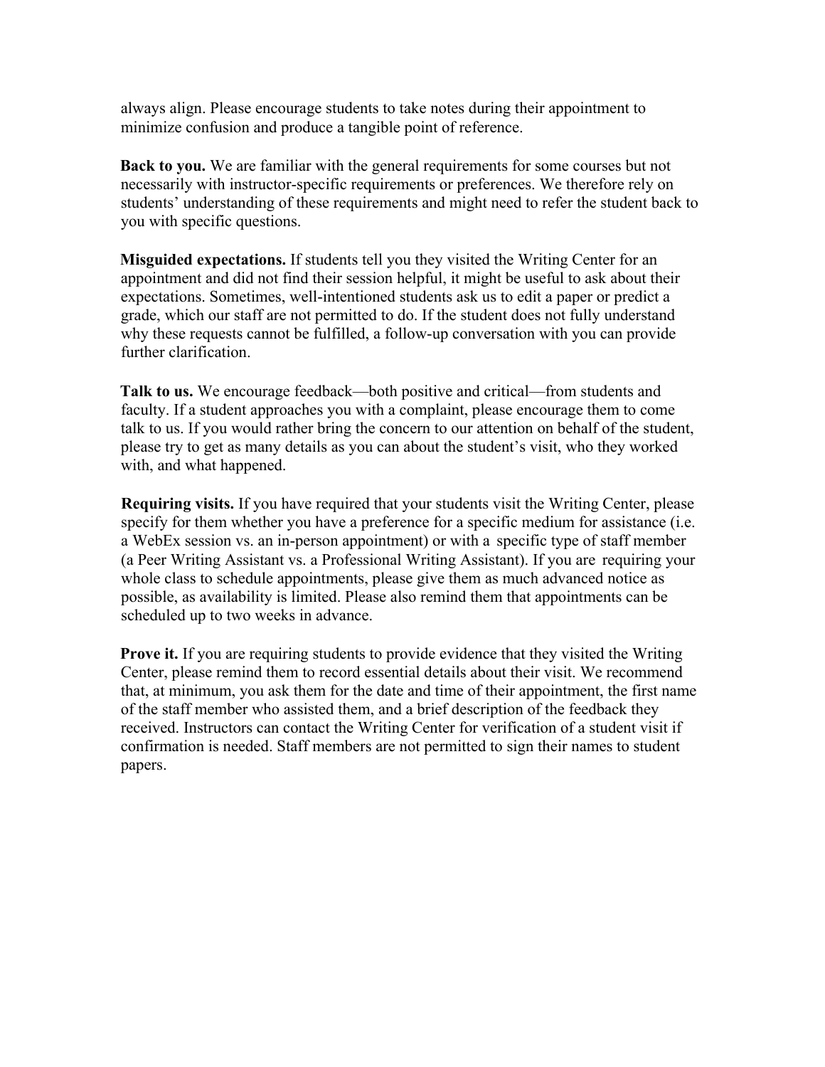always align. Please encourage students to take notes during their appointment to minimize confusion and produce a tangible point of reference.

**Back to you.** We are familiar with the general requirements for some courses but not necessarily with instructor-specific requirements or preferences. We therefore rely on students' understanding of these requirements and might need to refer the student back to you with specific questions.

**Misguided expectations.** If students tell you they visited the Writing Center for an appointment and did not find their session helpful, it might be useful to ask about their expectations. Sometimes, well-intentioned students ask us to edit a paper or predict a grade, which our staff are not permitted to do. If the student does not fully understand why these requests cannot be fulfilled, a follow-up conversation with you can provide further clarification.

**Talk to us.** We encourage feedback—both positive and critical—from students and faculty. If a student approaches you with a complaint, please encourage them to come talk to us. If you would rather bring the concern to our attention on behalf of the student, please try to get as many details as you can about the student's visit, who they worked with, and what happened.

**Requiring visits.** If you have required that your students visit the Writing Center, please specify for them whether you have a preference for a specific medium for assistance (i.e. a WebEx session vs. an in-person appointment) or with a specific type of staff member (a Peer Writing Assistant vs. a Professional Writing Assistant). If you are requiring your whole class to schedule appointments, please give them as much advanced notice as possible, as availability is limited. Please also remind them that appointments can be scheduled up to two weeks in advance.

**Prove it.** If you are requiring students to provide evidence that they visited the Writing Center, please remind them to record essential details about their visit. We recommend that, at minimum, you ask them for the date and time of their appointment, the first name of the staff member who assisted them, and a brief description of the feedback they received. Instructors can contact the Writing Center for verification of a student visit if confirmation is needed. Staff members are not permitted to sign their names to student papers.